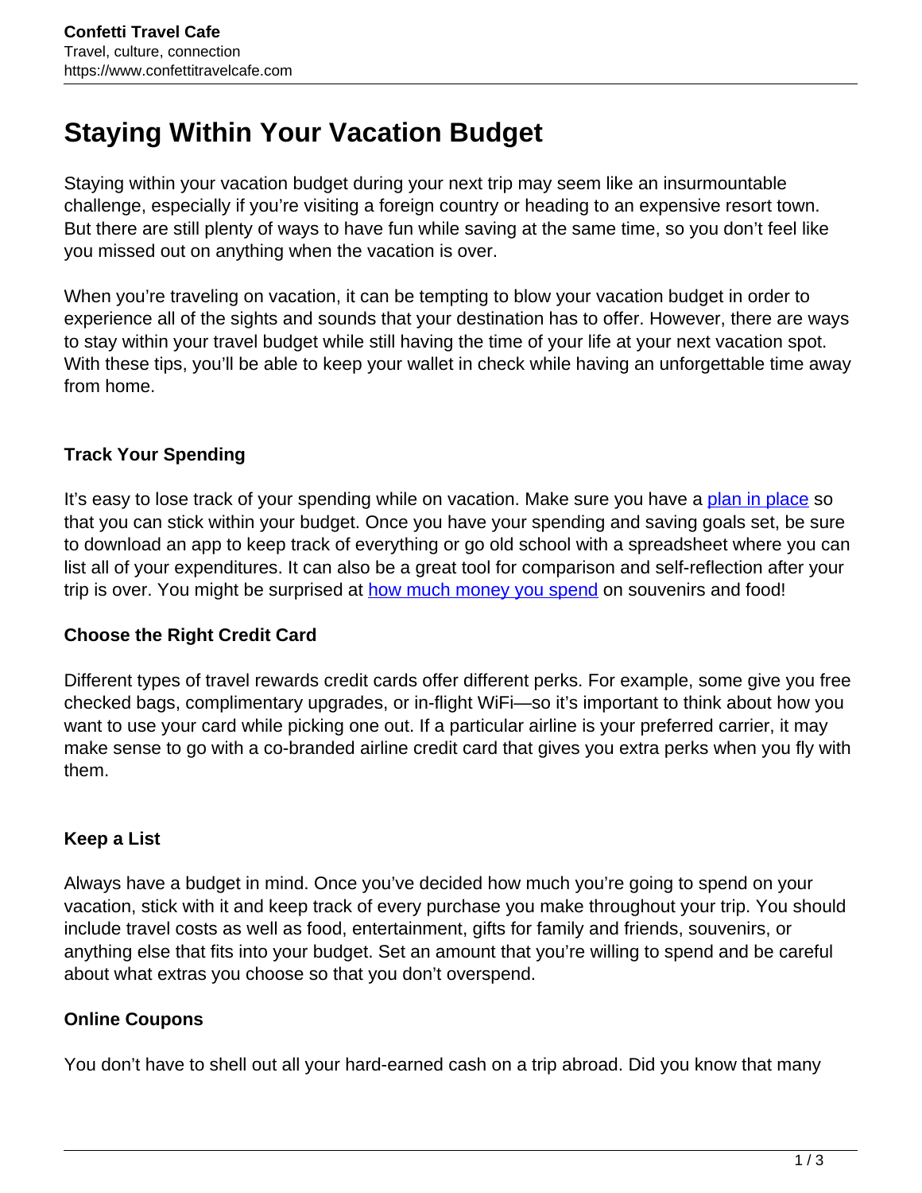# Staying Within Your Vacation Budget

Staying within your vacation budget during your next trip may seem like an insurmountable challenge, especially if you're visiting a foreign country or heading to an expensive resort town. But there are still plenty of ways to have fun while saving at the same time, so you don't feel like you missed out on anything when the vacation is over.

When you're traveling on vacation, it can be tempting to blow your vacation budget in order to experience all of the sights and sounds that your destination has to offer. However, there are ways to stay within your travel budget while still having the time of your life at your next vacation spot. With these tips, you'll be able to keep your wallet in check while having an unforgettable time away from home.

**Track Your Spending**

It's easy to lose track of your spending while on vacation. Make sure you have a plan in place so that you can stick within your budget. Once you have your spending and saving goals set, be sure to download an app to keep track of everything or go old school with a spreadsheet where you can list all of your expenditures. It can also be a great tool for comparison and self-reflection after your trip is over. You might be surprised at how much money you spend on souvenirs and food!

**Choose the Right Credit Card**

Different types of travel rewards credit cards offer different perks. For example, some give you free checked bags, complimentary upgrades, or in-flight WiFi—so it's important to think about how you want to use your card while picking one out. If a particular airline is your preferred carrier, it may make sense to go with a co-branded airline credit card that gives you extra perks when you fly with them.

**Keep a List**

Always have a budget in mind. Once you've decided how much you're going to spend on your vacation, stick with it and keep track of every purchase you make throughout your trip. You should include travel costs as well as food, entertainment, gifts for family and friends, souvenirs, or anything else that fits into your budget. Set an amount that you're willing to spend and be careful about what extras you choose so that you don't overspend.

**Online Coupons**

You don't have to shell out all your hard-earned cash on a trip abroad. Did you know that many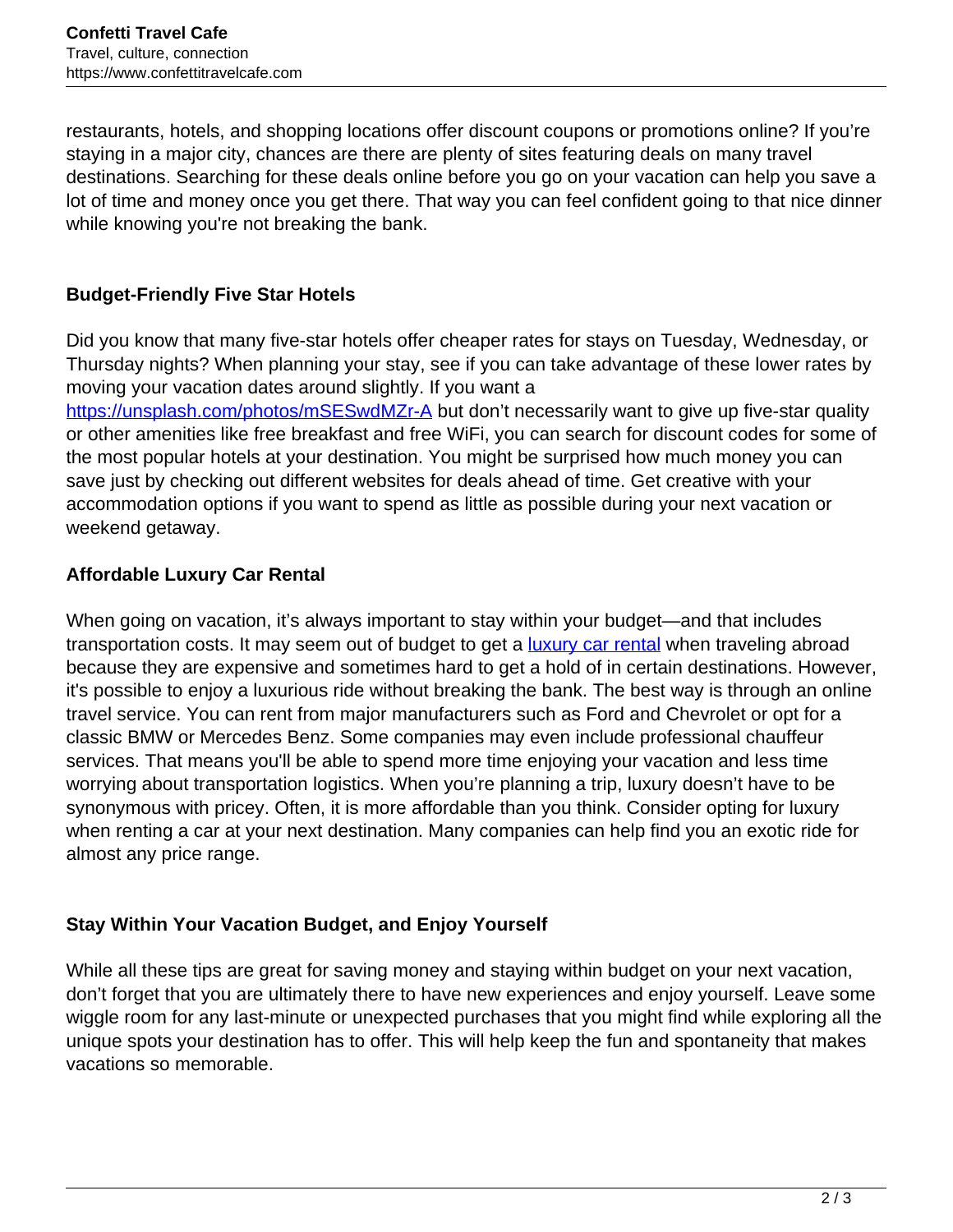restaurants, hotels, and shopping locations offer discount coupons or promotions online? If you're staying in a major city, chances are there are plenty of sites featuring deals on many travel destinations. Searching for these deals online before you go on your vacation can help you save a lot of time and money once you get there. That way you can feel confident going to that nice dinner while knowing you're not breaking the bank.

### Budget-Friendly Five Star Hotels

Did you know that many five-star hotels offer cheaper rates for stays on Tuesday, Wednesday, or Thursday nights? When planning your stay, see if you can take advantage of these lower rates by moving your vacation dates around slightly. If you want a https://unsplash.com/photos/mSESwdMZr-A but don't necessarily want to give up five-star quality or other amenities like free breakfast and free WiFi, you can search for discount codes for some of the most popular hotels at your destination. You might be surprised how much money you can save just by checking out different websites for deals ahead of time. Get creative with your accommodation options if you want to spend as little as possible during your next vacation or weekend getaway.

### Affordable Luxury Car Rental

When going on vacation, it's always important to stay within your budget—and that includes transportation costs. It may seem out of budget to get a luxury car rental when traveling abroad because they are expensive and sometimes hard to get a hold of in certain destinations. However, it's possible to enjoy a luxurious ride without breaking the bank. The best way is through an online travel service. You can rent from major manufacturers such as Ford and Chevrolet or opt for a classic BMW or Mercedes Benz. Some companies may even include professional chauffeur services. That means you'll be able to spend more time enjoying your vacation and less time worrying about transportation logistics. When you're planning a trip, luxury doesn't have to be synonymous with pricey. Often, it is more affordable than you think. Consider opting for luxury when renting a car at your next destination. Many companies can help find you an exotic ride for almost any price range.

### Stay Within Your Vacation Budget, and Enjoy Yourself

While all these tips are great for saving money and staying within budget on your next vacation, don't forget that you are ultimately there to have new experiences and enjoy yourself. Leave some wiggle room for any last-minute or unexpected purchases that you might find while exploring all the unique spots your destination has to offer. This will help keep the fun and spontaneity that makes vacations so memorable.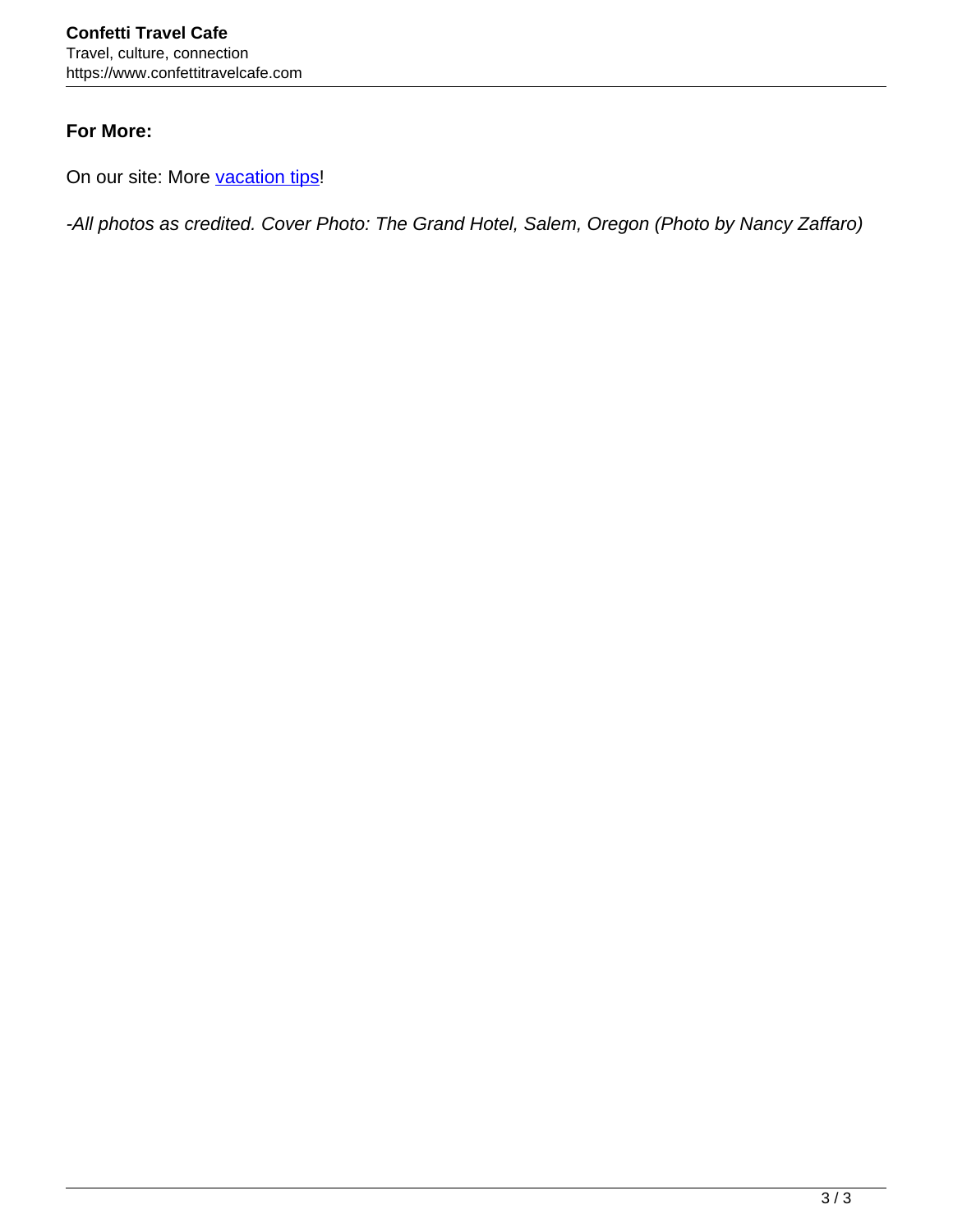**For More:**

On our site: More vacation tips!

*-All photos as credited. Cover Photo: The Grand Hotel, Salem, Oregon (Photo by Nancy Zaffaro)*